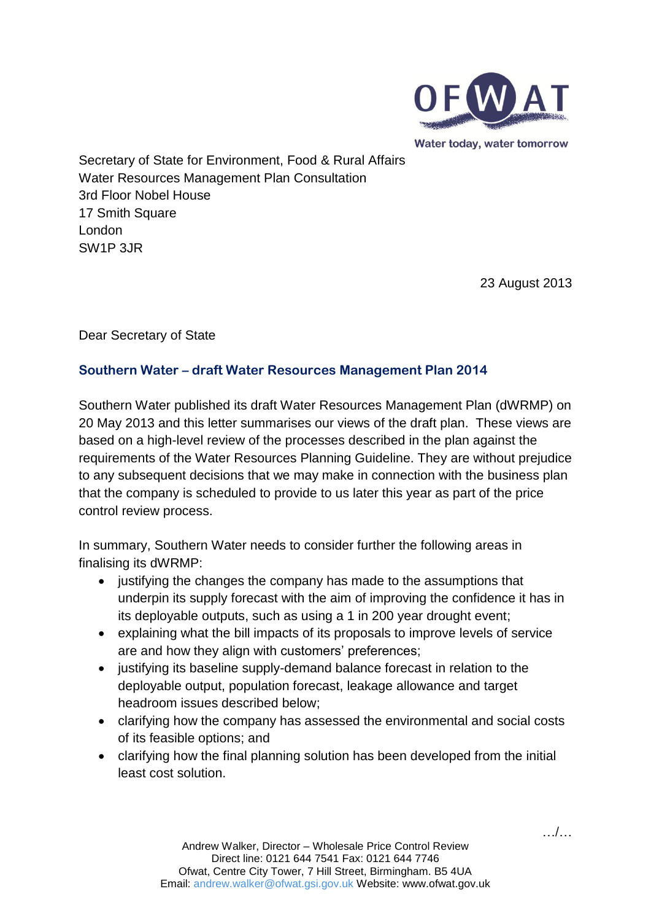Secretary of State for Environment, Food & Rural Affairs
Water Resources Management Plan Consultation
3rd Floor Nobel House
17 Smith Square
London
SW1P 3JR

23 August 2013

Dear Secretary of State

## Southern Water – draft Water Resources Management Plan 2014

Southern Water published its draft Water Resources Management Plan (dWRMP) on 20 May 2013 and this letter summarises our views of the draft plan. These views are based on a high-level review of the processes described in the plan against the requirements of the Water Resources Planning Guideline. They are without prejudice to any subsequent decisions that we may make in connection with the business plan that the company is scheduled to provide to us later this year as part of the price control review process.

In summary, Southern Water needs to consider further the following areas in finalising its dWRMP:

- justifying the changes the company has made to the assumptions that underpin its supply forecast with the aim of improving the confidence it has in its deployable outputs, such as using a 1 in 200 year drought event;
- explaining what the bill impacts of its proposals to improve levels of service are and how they align with customers' preferences;
- justifying its baseline supply-demand balance forecast in relation to the deployable output, population forecast, leakage allowance and target headroom issues described below;
- clarifying how the company has assessed the environmental and social costs of its feasible options; and
- clarifying how the final planning solution has been developed from the initial least cost solution.

…/…

Andrew Walker, Director – Wholesale Price Control Review
Direct line: 0121 644 7541 Fax: 0121 644 7746
Ofwat, Centre City Tower, 7 Hill Street, Birmingham. B5 4UA
Email: andrew.walker@ofwat.gsi.gov.uk Website: www.ofwat.gov.uk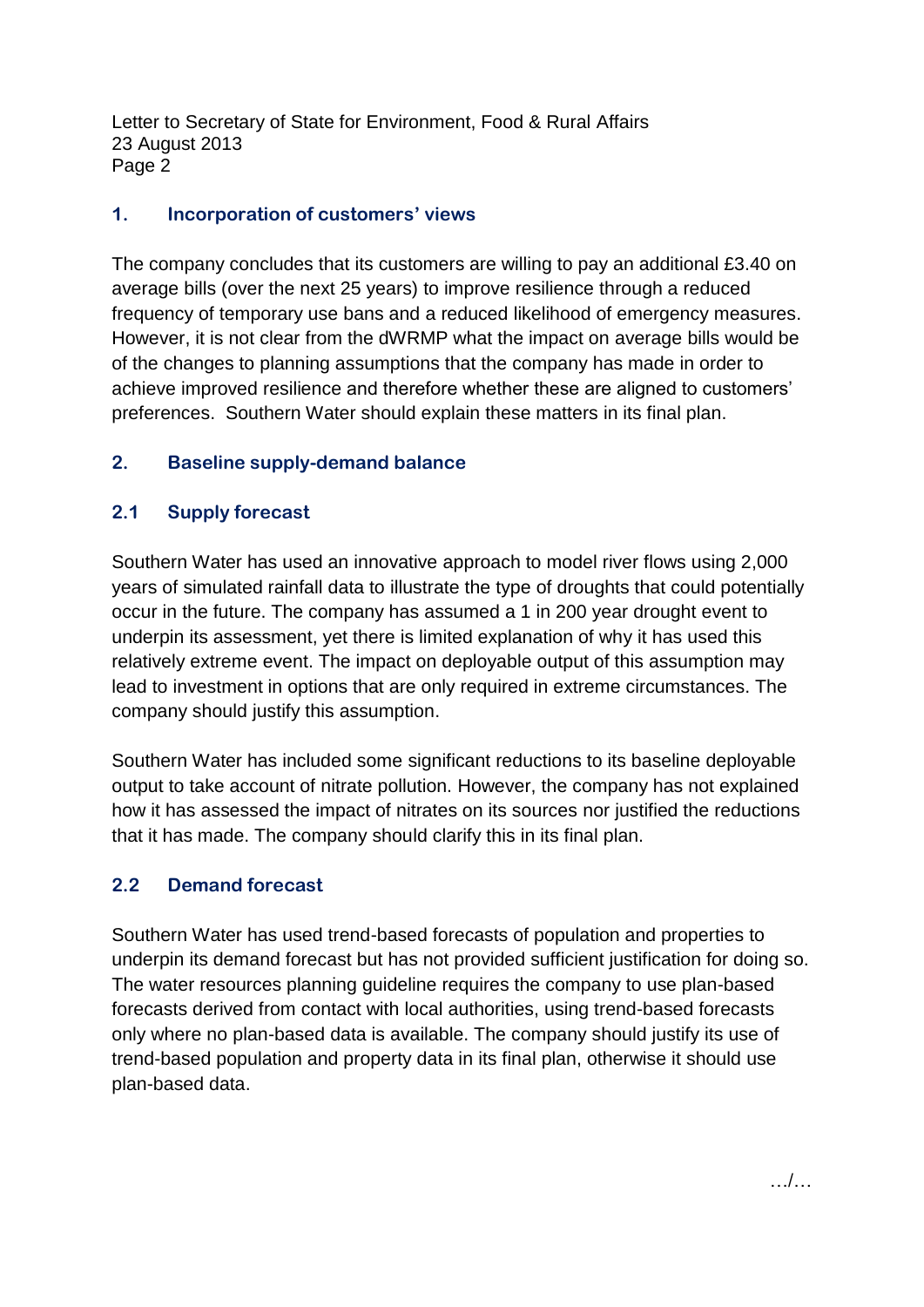## 1. Incorporation of customers' views

The company concludes that its customers are willing to pay an additional £3.40 on average bills (over the next 25 years) to improve resilience through a reduced frequency of temporary use bans and a reduced likelihood of emergency measures. However, it is not clear from the dWRMP what the impact on average bills would be of the changes to planning assumptions that the company has made in order to achieve improved resilience and therefore whether these are aligned to customers' preferences. Southern Water should explain these matters in its final plan.

## 2. Baseline supply-demand balance

### 2.1 Supply forecast

Southern Water has used an innovative approach to model river flows using 2,000 years of simulated rainfall data to illustrate the type of droughts that could potentially occur in the future. The company has assumed a 1 in 200 year drought event to underpin its assessment, yet there is limited explanation of why it has used this relatively extreme event. The impact on deployable output of this assumption may lead to investment in options that are only required in extreme circumstances. The company should justify this assumption.

Southern Water has included some significant reductions to its baseline deployable output to take account of nitrate pollution. However, the company has not explained how it has assessed the impact of nitrates on its sources nor justified the reductions that it has made. The company should clarify this in its final plan.

### 2.2 Demand forecast

Southern Water has used trend-based forecasts of population and properties to underpin its demand forecast but has not provided sufficient justification for doing so. The water resources planning guideline requires the company to use plan-based forecasts derived from contact with local authorities, using trend-based forecasts only where no plan-based data is available. The company should justify its use of trend-based population and property data in its final plan, otherwise it should use plan-based data.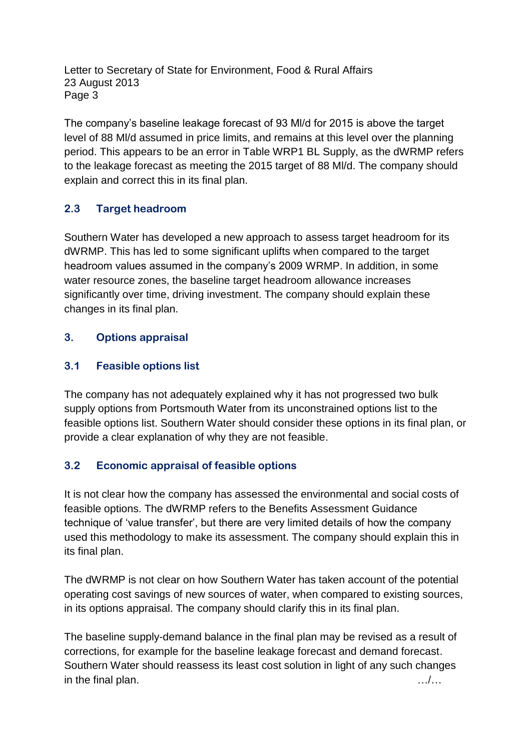The company's baseline leakage forecast of 93 Ml/d for 2015 is above the target level of 88 Ml/d assumed in price limits, and remains at this level over the planning period. This appears to be an error in Table WRP1 BL Supply, as the dWRMP refers to the leakage forecast as meeting the 2015 target of 88 Ml/d. The company should explain and correct this in its final plan.

### 2.3 Target headroom

Southern Water has developed a new approach to assess target headroom for its dWRMP. This has led to some significant uplifts when compared to the target headroom values assumed in the company's 2009 WRMP. In addition, in some water resource zones, the baseline target headroom allowance increases significantly over time, driving investment. The company should explain these changes in its final plan.

## 3. Options appraisal

### 3.1 Feasible options list

The company has not adequately explained why it has not progressed two bulk supply options from Portsmouth Water from its unconstrained options list to the feasible options list. Southern Water should consider these options in its final plan, or provide a clear explanation of why they are not feasible.

### 3.2 Economic appraisal of feasible options

It is not clear how the company has assessed the environmental and social costs of feasible options. The dWRMP refers to the Benefits Assessment Guidance technique of 'value transfer', but there are very limited details of how the company used this methodology to make its assessment. The company should explain this in its final plan.

The dWRMP is not clear on how Southern Water has taken account of the potential operating cost savings of new sources of water, when compared to existing sources, in its options appraisal. The company should clarify this in its final plan.

The baseline supply-demand balance in the final plan may be revised as a result of corrections, for example for the baseline leakage forecast and demand forecast. Southern Water should reassess its least cost solution in light of any such changes in the final plan.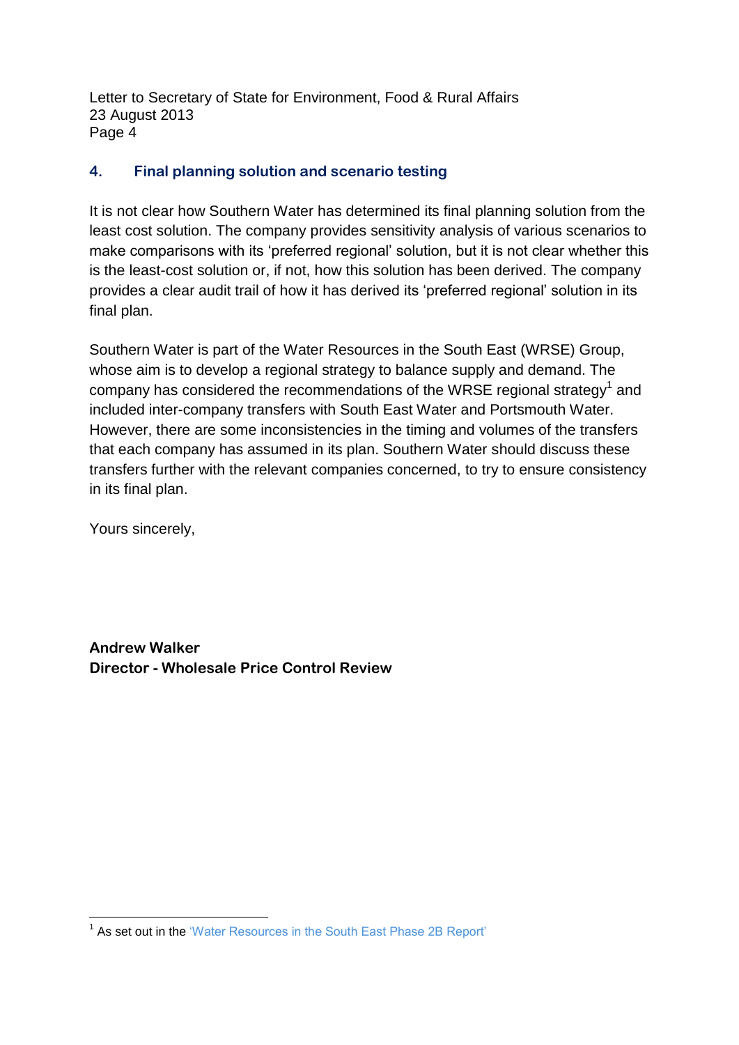## 4. Final planning solution and scenario testing

It is not clear how Southern Water has determined its final planning solution from the least cost solution. The company provides sensitivity analysis of various scenarios to make comparisons with its 'preferred regional' solution, but it is not clear whether this is the least-cost solution or, if not, how this solution has been derived. The company provides a clear audit trail of how it has derived its 'preferred regional' solution in its final plan.

Southern Water is part of the Water Resources in the South East (WRSE) Group, whose aim is to develop a regional strategy to balance supply and demand. The company has considered the recommendations of the WRSE regional strategy[1] and included inter-company transfers with South East Water and Portsmouth Water. However, there are some inconsistencies in the timing and volumes of the transfers that each company has assumed in its plan. Southern Water should discuss these transfers further with the relevant companies concerned, to try to ensure consistency in its final plan.

Yours sincerely,

**Andrew Walker**
**Director - Wholesale Price Control Review**

[1] As set out in the 'Water Resources in the South East Phase 2B Report'